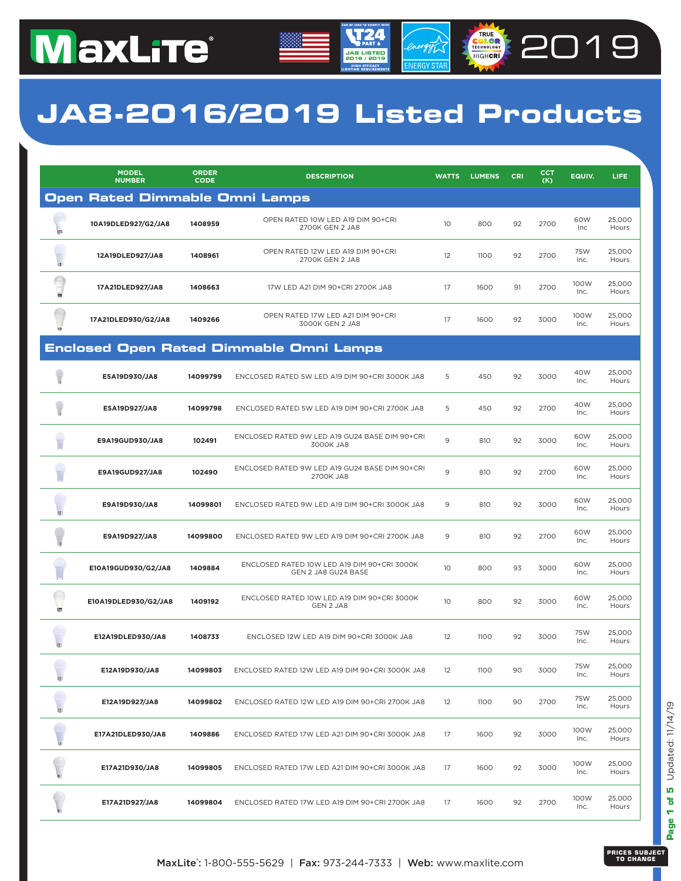MaxLite® 2019

# JA8-2016/2019 Listed Products

| | MODEL NUMBER | ORDER CODE | DESCRIPTION | WATTS | LUMENS | CRI | CCT (K) | EQUIV. | LIFE |
|---|---|---|---|---|---|---|---|---|---|
| **Open Rated Dimmable Omni Lamps** | | | | | | | | | |
| | 10A19DLED927/G2/JA8 | 1408959 | OPEN RATED 10W LED A19 DIM 90+CRI 2700K GEN 2 JA8 | 10 | 800 | 92 | 2700 | 60W Inc | 25,000 Hours |
| | 12A19DLED927/JA8 | 1408961 | OPEN RATED 12W LED A19 DIM 90+CRI 2700K GEN 2 JA8 | 12 | 1100 | 92 | 2700 | 75W Inc. | 25,000 Hours |
| | 17A21DLED927/JA8 | 1408663 | 17W LED A21 DIM 90+CRI 2700K JA8 | 17 | 1600 | 91 | 2700 | 100W Inc. | 25,000 Hours |
| | 17A21DLED930/G2/JA8 | 1409266 | OPEN RATED 17W LED A21 DIM 90+CRI 3000K GEN 2 JA8 | 17 | 1600 | 92 | 3000 | 100W Inc. | 25,000 Hours |
| **Enclosed Open Rated Dimmable Omni Lamps** | | | | | | | | | |
| | E5A19D930/JA8 | 14099799 | ENCLOSED RATED 5W LED A19 DIM 90+CRI 3000K JA8 | 5 | 450 | 92 | 3000 | 40W Inc. | 25,000 Hours |
| | E5A19D927/JA8 | 14099798 | ENCLOSED RATED 5W LED A19 DIM 90+CRI 2700K JA8 | 5 | 450 | 92 | 2700 | 40W Inc. | 25,000 Hours |
| | E9A19GUD930/JA8 | 102491 | ENCLOSED RATED 9W LED A19 GU24 BASE DIM 90+CRI 3000K JA8 | 9 | 810 | 92 | 3000 | 60W Inc. | 25,000 Hours |
| | E9A19GUD927/JA8 | 102490 | ENCLOSED RATED 9W LED A19 GU24 BASE DIM 90+CRI 2700K JA8 | 9 | 810 | 92 | 2700 | 60W Inc. | 25,000 Hours |
| | E9A19D930/JA8 | 14099801 | ENCLOSED RATED 9W LED A19 DIM 90+CRI 3000K JA8 | 9 | 810 | 92 | 3000 | 60W Inc. | 25,000 Hours |
| | E9A19D927/JA8 | 14099800 | ENCLOSED RATED 9W LED A19 DIM 90+CRI 2700K JA8 | 9 | 810 | 92 | 2700 | 60W Inc. | 25,000 Hours |
| | E10A19GUD930/G2/JA8 | 1409884 | ENCLOSED RATED 10W LED A19 DIM 90+CRI 3000K GEN 2 JA8 GU24 BASE | 10 | 800 | 93 | 3000 | 60W Inc. | 25,000 Hours |
| | E10A19DLED930/G2/JA8 | 1409192 | ENCLOSED RATED 10W LED A19 DIM 90+CRI 3000K GEN 2 JA8 | 10 | 800 | 92 | 3000 | 60W Inc. | 25,000 Hours |
| | E12A19DLED930/JA8 | 1408733 | ENCLOSED 12W LED A19 DIM 90+CRI 3000K JA8 | 12 | 1100 | 92 | 3000 | 75W Inc. | 25,000 Hours |
| | E12A19D930/JA8 | 14099803 | ENCLOSED RATED 12W LED A19 DIM 90+CRI 3000K JA8 | 12 | 1100 | 90 | 3000 | 75W Inc. | 25,000 Hours |
| | E12A19D927/JA8 | 14099802 | ENCLOSED RATED 12W LED A19 DIM 90+CRI 2700K JA8 | 12 | 1100 | 90 | 2700 | 75W Inc. | 25,000 Hours |
| | E17A21DLED930/JA8 | 1409886 | ENCLOSED RATED 17W LED A21 DIM 90+CRI 3000K JA8 | 17 | 1600 | 92 | 3000 | 100W Inc. | 25,000 Hours |
| | E17A21D930/JA8 | 14099805 | ENCLOSED RATED 17W LED A21 DIM 90+CRI 3000K JA8 | 17 | 1600 | 92 | 3000 | 100W Inc. | 25,000 Hours |
| | E17A21D927/JA8 | 14099804 | ENCLOSED RATED 17W LED A19 DIM 90+CRI 2700K JA8 | 17 | 1600 | 92 | 2700 | 100W Inc. | 25,000 Hours |

Updated: 11/14/19

**PRICES SUBJECT TO CHANGE**

MaxLite®: 1-800-555-5629 | **Fax:** 973-244-7333 | **Web:** www.maxlite.com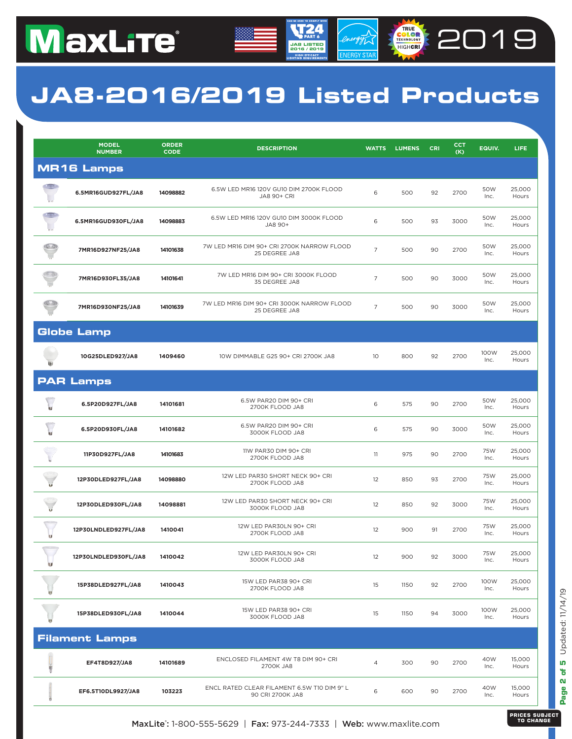# MaxLite 2019

# JA8-2016/2019 Listed Products

| MODEL NUMBER | ORDER CODE | DESCRIPTION | WATTS | LUMENS | CRI | CCT (K) | EQUIV. | LIFE |
|---|---|---|---|---|---|---|---|---|
| **MR16 Lamps** | | | | | | | | |
| 6.5MR16GUD927FL/JA8 | 14098882 | 6.5W LED MR16 120V GU10 DIM 2700K FLOOD JA8 90+ CRI | 6 | 500 | 92 | 2700 | 50W Inc. | 25,000 Hours |
| 6.5MR16GUD930FL/JA8 | 14098883 | 6.5W LED MR16 120V GU10 DIM 3000K FLOOD JA8 90+ | 6 | 500 | 93 | 3000 | 50W Inc. | 25,000 Hours |
| 7MR16D927NF25/JA8 | 14101638 | 7W LED MR16 DIM 90+ CRI 2700K NARROW FLOOD 25 DEGREE JA8 | 7 | 500 | 90 | 2700 | 50W Inc. | 25,000 Hours |
| 7MR16D930FL35/JA8 | 14101641 | 7W LED MR16 DIM 90+ CRI 3000K FLOOD 35 DEGREE JA8 | 7 | 500 | 90 | 3000 | 50W Inc. | 25,000 Hours |
| 7MR16D930NF25/JA8 | 14101639 | 7W LED MR16 DIM 90+ CRI 3000K NARROW FLOOD 25 DEGREE JA8 | 7 | 500 | 90 | 3000 | 50W Inc. | 25,000 Hours |
| **Globe Lamp** | | | | | | | | |
| 10G25DLED927/JA8 | 1409460 | 10W DIMMABLE G25 90+ CRI 2700K JA8 | 10 | 800 | 92 | 2700 | 100W Inc. | 25,000 Hours |
| **PAR Lamps** | | | | | | | | |
| 6.5P20D927FL/JA8 | 14101681 | 6.5W PAR20 DIM 90+ CRI 2700K FLOOD JA8 | 6 | 575 | 90 | 2700 | 50W Inc. | 25,000 Hours |
| 6.5P20D930FL/JA8 | 14101682 | 6.5W PAR20 DIM 90+ CRI 3000K FLOOD JA8 | 6 | 575 | 90 | 3000 | 50W Inc. | 25,000 Hours |
| 11P30D927FL/JA8 | 14101683 | 11W PAR30 DIM 90+ CRI 2700K FLOOD JA8 | 11 | 975 | 90 | 2700 | 75W Inc. | 25,000 Hours |
| 12P30DLED927FL/JA8 | 14098880 | 12W LED PAR30 SHORT NECK 90+ CRI 2700K FLOOD JA8 | 12 | 850 | 93 | 2700 | 75W Inc. | 25,000 Hours |
| 12P30DLED930FL/JA8 | 14098881 | 12W LED PAR30 SHORT NECK 90+ CRI 3000K FLOOD JA8 | 12 | 850 | 92 | 3000 | 75W Inc. | 25,000 Hours |
| 12P30LNDLED927FL/JA8 | 1410041 | 12W LED PAR30LN 90+ CRI 2700K FLOOD JA8 | 12 | 900 | 91 | 2700 | 75W Inc. | 25,000 Hours |
| 12P30LNDLED930FL/JA8 | 1410042 | 12W LED PAR30LN 90+ CRI 3000K FLOOD JA8 | 12 | 900 | 92 | 3000 | 75W Inc. | 25,000 Hours |
| 15P38DLED927FL/JA8 | 1410043 | 15W LED PAR38 90+ CRI 2700K FLOOD JA8 | 15 | 1150 | 92 | 2700 | 100W Inc. | 25,000 Hours |
| 15P38DLED930FL/JA8 | 1410044 | 15W LED PAR38 90+ CRI 3000K FLOOD JA8 | 15 | 1150 | 94 | 3000 | 100W Inc. | 25,000 Hours |
| **Filament Lamps** | | | | | | | | |
| EF4T8D927/JA8 | 14101689 | ENCLOSED FILAMENT 4W T8 DIM 90+ CRI 2700K JA8 | 4 | 300 | 90 | 2700 | 40W Inc. | 15,000 Hours |
| EF6.5T10DL9927/JA8 | 103223 | ENCL RATED CLEAR FILAMENT 6.5W T10 DIM 9" L 90 CRI 2700K JA8 | 6 | 600 | 90 | 2700 | 40W Inc. | 15,000 Hours |

Updated: 11/14/19

MaxLite®: 1-800-555-5629 | Fax: 973-244-7333 | Web: www.maxlite.com

PRICES SUBJECT TO CHANGE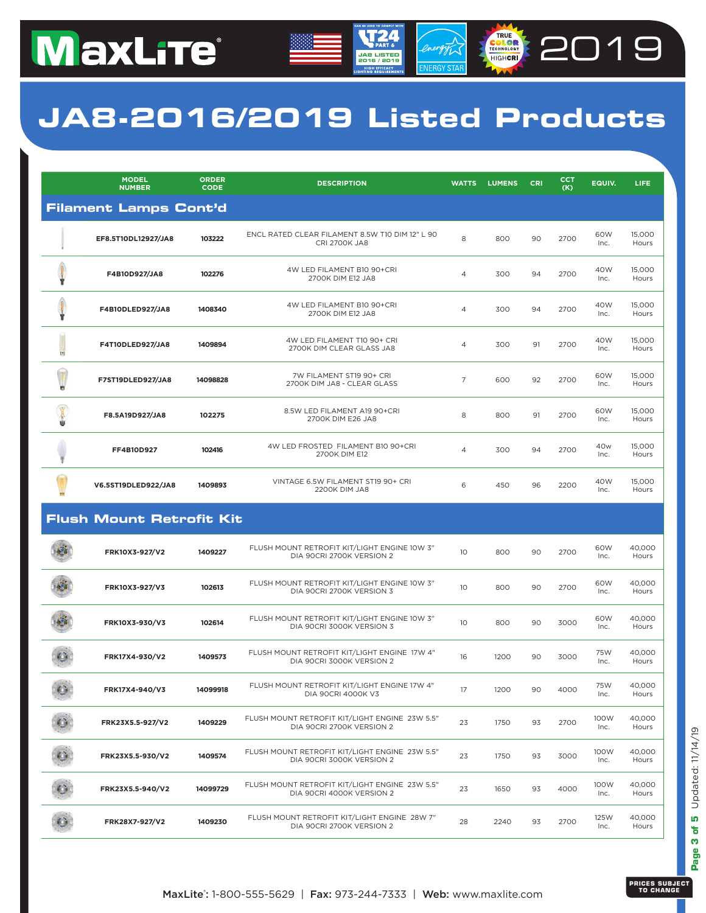# JA8-2016/2019 Listed Products

| MODEL NUMBER | ORDER CODE | DESCRIPTION | WATTS | LUMENS | CRI | CCT (K) | EQUIV. | LIFE |
|---|---|---|---|---|---|---|---|---|
| **Filament Lamps Cont'd** | | | | | | | | |
| EF8.5T10DL12927/JA8 | 103222 | ENCL RATED CLEAR FILAMENT 8.5W T10 DIM 12" L 90 CRI 2700K JA8 | 8 | 800 | 90 | 2700 | 60W Inc. | 15,000 Hours |
| F4B10D927/JA8 | 102276 | 4W LED FILAMENT B10 90+CRI 2700K DIM E12 JA8 | 4 | 300 | 94 | 2700 | 40W Inc. | 15,000 Hours |
| F4B10DLED927/JA8 | 1408340 | 4W LED FILAMENT B10 90+CRI 2700K DIM E12 JA8 | 4 | 300 | 94 | 2700 | 40W Inc. | 15,000 Hours |
| F4T10DLED927/JA8 | 1409894 | 4W LED FILAMENT T10 90+ CRI 2700K DIM CLEAR GLASS JA8 | 4 | 300 | 91 | 2700 | 40W Inc. | 15,000 Hours |
| F7ST19DLED927/JA8 | 14098828 | 7W FILAMENT ST19 90+ CRI 2700K DIM JA8 - CLEAR GLASS | 7 | 600 | 92 | 2700 | 60W Inc. | 15,000 Hours |
| F8.5A19D927/JA8 | 102275 | 8.5W LED FILAMENT A19 90+CRI 2700K DIM E26 JA8 | 8 | 800 | 91 | 2700 | 60W Inc. | 15,000 Hours |
| FF4B10D927 | 102416 | 4W LED FROSTED FILAMENT B10 90+CRI 2700K DIM E12 | 4 | 300 | 94 | 2700 | 40w Inc. | 15,000 Hours |
| V6.5ST19DLED922/JA8 | 1409893 | VINTAGE 6.5W FILAMENT ST19 90+ CRI 2200K DIM JA8 | 6 | 450 | 96 | 2200 | 40W Inc. | 15,000 Hours |
| **Flush Mount Retrofit Kit** | | | | | | | | |
| FRK10X3-927/V2 | 1409227 | FLUSH MOUNT RETROFIT KIT/LIGHT ENGINE 10W 3" DIA 90CRI 2700K VERSION 2 | 10 | 800 | 90 | 2700 | 60W Inc. | 40,000 Hours |
| FRK10X3-927/V3 | 102613 | FLUSH MOUNT RETROFIT KIT/LIGHT ENGINE 10W 3" DIA 90CRI 2700K VERSION 3 | 10 | 800 | 90 | 2700 | 60W Inc. | 40,000 Hours |
| FRK10X3-930/V3 | 102614 | FLUSH MOUNT RETROFIT KIT/LIGHT ENGINE 10W 3" DIA 90CRI 3000K VERSION 3 | 10 | 800 | 90 | 3000 | 60W Inc. | 40,000 Hours |
| FRK17X4-930/V2 | 1409573 | FLUSH MOUNT RETROFIT KIT/LIGHT ENGINE 17W 4" DIA 90CRI 3000K VERSION 2 | 16 | 1200 | 90 | 3000 | 75W Inc. | 40,000 Hours |
| FRK17X4-940/V3 | 14099918 | FLUSH MOUNT RETROFIT KIT/LIGHT ENGINE 17W 4" DIA 90CRI 4000K V3 | 17 | 1200 | 90 | 4000 | 75W Inc. | 40,000 Hours |
| FRK23X5.5-927/V2 | 1409229 | FLUSH MOUNT RETROFIT KIT/LIGHT ENGINE 23W 5.5" DIA 90CRI 2700K VERSION 2 | 23 | 1750 | 93 | 2700 | 100W Inc. | 40,000 Hours |
| FRK23X5.5-930/V2 | 1409574 | FLUSH MOUNT RETROFIT KIT/LIGHT ENGINE 23W 5.5" DIA 90CRI 3000K VERSION 2 | 23 | 1750 | 93 | 3000 | 100W Inc. | 40,000 Hours |
| FRK23X5.5-940/V2 | 14099729 | FLUSH MOUNT RETROFIT KIT/LIGHT ENGINE 23W 5.5" DIA 90CRI 4000K VERSION 2 | 23 | 1650 | 93 | 4000 | 100W Inc. | 40,000 Hours |
| FRK28X7-927/V2 | 1409230 | FLUSH MOUNT RETROFIT KIT/LIGHT ENGINE 28W 7" DIA 90CRI 2700K VERSION 2 | 28 | 2240 | 93 | 2700 | 125W Inc. | 40,000 Hours |

Updated: 11/14/19

**MaxLite®:** 1-800-555-5629 | **Fax:** 973-244-7333 | **Web:** www.maxlite.com

**PRICES SUBJECT TO CHANGE**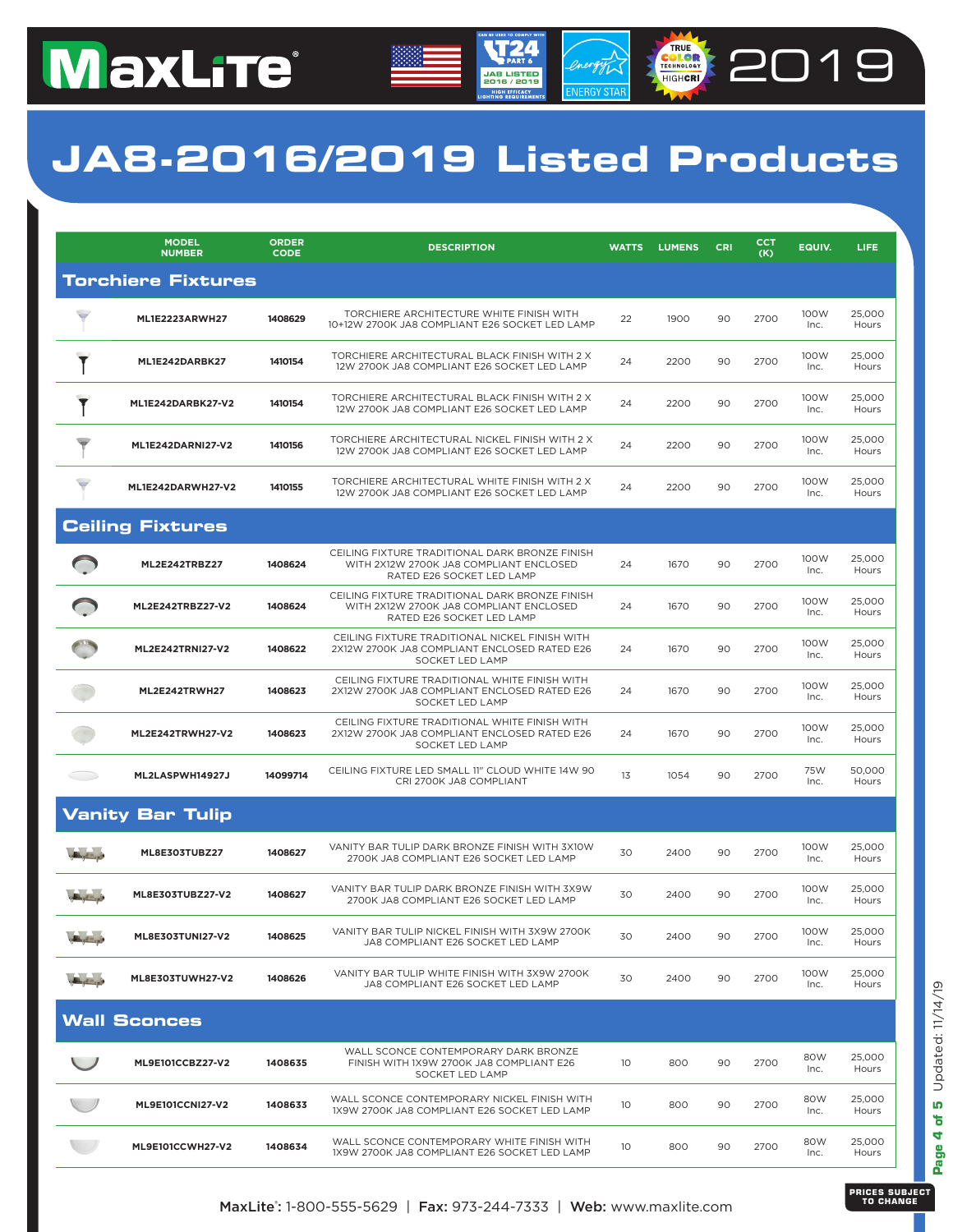# JA8-2016/2019 Listed Products

| MODEL NUMBER | ORDER CODE | DESCRIPTION | WATTS | LUMENS | CRI | CCT (K) | EQUIV. | LIFE |
|---|---|---|---|---|---|---|---|---|
| **Torchiere Fixtures** | | | | | | | | |
| ML1E2223ARWH27 | 1408629 | TORCHIERE ARCHITECTURE WHITE FINISH WITH 10+12W 2700K JA8 COMPLIANT E26 SOCKET LED LAMP | 22 | 1900 | 90 | 2700 | 100W Inc. | 25,000 Hours |
| ML1E242DARBK27 | 1410154 | TORCHIERE ARCHITECTURAL BLACK FINISH WITH 2 X 12W 2700K JA8 COMPLIANT E26 SOCKET LED LAMP | 24 | 2200 | 90 | 2700 | 100W Inc. | 25,000 Hours |
| ML1E242DARBK27-V2 | 1410154 | TORCHIERE ARCHITECTURAL BLACK FINISH WITH 2 X 12W 2700K JA8 COMPLIANT E26 SOCKET LED LAMP | 24 | 2200 | 90 | 2700 | 100W Inc. | 25,000 Hours |
| ML1E242DARNI27-V2 | 1410156 | TORCHIERE ARCHITECTURAL NICKEL FINISH WITH 2 X 12W 2700K JA8 COMPLIANT E26 SOCKET LED LAMP | 24 | 2200 | 90 | 2700 | 100W Inc. | 25,000 Hours |
| ML1E242DARWH27-V2 | 1410155 | TORCHIERE ARCHITECTURAL WHITE FINISH WITH 2 X 12W 2700K JA8 COMPLIANT E26 SOCKET LED LAMP | 24 | 2200 | 90 | 2700 | 100W Inc. | 25,000 Hours |
| **Ceiling Fixtures** | | | | | | | | |
| ML2E242TRBZ27 | 1408624 | CEILING FIXTURE TRADITIONAL DARK BRONZE FINISH WITH 2X12W 2700K JA8 COMPLIANT ENCLOSED RATED E26 SOCKET LED LAMP | 24 | 1670 | 90 | 2700 | 100W Inc. | 25,000 Hours |
| ML2E242TRBZ27-V2 | 1408624 | CEILING FIXTURE TRADITIONAL DARK BRONZE FINISH WITH 2X12W 2700K JA8 COMPLIANT ENCLOSED RATED E26 SOCKET LED LAMP | 24 | 1670 | 90 | 2700 | 100W Inc. | 25,000 Hours |
| ML2E242TRNI27-V2 | 1408622 | CEILING FIXTURE TRADITIONAL NICKEL FINISH WITH 2X12W 2700K JA8 COMPLIANT ENCLOSED RATED E26 SOCKET LED LAMP | 24 | 1670 | 90 | 2700 | 100W Inc. | 25,000 Hours |
| ML2E242TRWH27 | 1408623 | CEILING FIXTURE TRADITIONAL WHITE FINISH WITH 2X12W 2700K JA8 COMPLIANT ENCLOSED RATED E26 SOCKET LED LAMP | 24 | 1670 | 90 | 2700 | 100W Inc. | 25,000 Hours |
| ML2E242TRWH27-V2 | 1408623 | CEILING FIXTURE TRADITIONAL WHITE FINISH WITH 2X12W 2700K JA8 COMPLIANT ENCLOSED RATED E26 SOCKET LED LAMP | 24 | 1670 | 90 | 2700 | 100W Inc. | 25,000 Hours |
| ML2LASPWH14927J | 14099714 | CEILING FIXTURE LED SMALL 11" CLOUD WHITE 14W 90 CRI 2700K JA8 COMPLIANT | 13 | 1054 | 90 | 2700 | 75W Inc. | 50,000 Hours |
| **Vanity Bar Tulip** | | | | | | | | |
| ML8E303TUBZ27 | 1408627 | VANITY BAR TULIP DARK BRONZE FINISH WITH 3X10W 2700K JA8 COMPLIANT E26 SOCKET LED LAMP | 30 | 2400 | 90 | 2700 | 100W Inc. | 25,000 Hours |
| ML8E303TUBZ27-V2 | 1408627 | VANITY BAR TULIP DARK BRONZE FINISH WITH 3X9W 2700K JA8 COMPLIANT E26 SOCKET LED LAMP | 30 | 2400 | 90 | 2700 | 100W Inc. | 25,000 Hours |
| ML8E303TUNI27-V2 | 1408625 | VANITY BAR TULIP NICKEL FINISH WITH 3X9W 2700K JA8 COMPLIANT E26 SOCKET LED LAMP | 30 | 2400 | 90 | 2700 | 100W Inc. | 25,000 Hours |
| ML8E303TUWH27-V2 | 1408626 | VANITY BAR TULIP WHITE FINISH WITH 3X9W 2700K JA8 COMPLIANT E26 SOCKET LED LAMP | 30 | 2400 | 90 | 2700 | 100W Inc. | 25,000 Hours |
| **Wall Sconces** | | | | | | | | |
| ML9E101CCBZ27-V2 | 1408635 | WALL SCONCE CONTEMPORARY DARK BRONZE FINISH WITH 1X9W 2700K JA8 COMPLIANT E26 SOCKET LED LAMP | 10 | 800 | 90 | 2700 | 80W Inc. | 25,000 Hours |
| ML9E101CCNI27-V2 | 1408633 | WALL SCONCE CONTEMPORARY NICKEL FINISH WITH 1X9W 2700K JA8 COMPLIANT E26 SOCKET LED LAMP | 10 | 800 | 90 | 2700 | 80W Inc. | 25,000 Hours |
| ML9E101CCWH27-V2 | 1408634 | WALL SCONCE CONTEMPORARY WHITE FINISH WITH 1X9W 2700K JA8 COMPLIANT E26 SOCKET LED LAMP | 10 | 800 | 90 | 2700 | 80W Inc. | 25,000 Hours |

Updated: 11/14/19

PRICES SUBJECT TO CHANGE

MaxLite®: 1-800-555-5629 | Fax: 973-244-7333 | Web: www.maxlite.com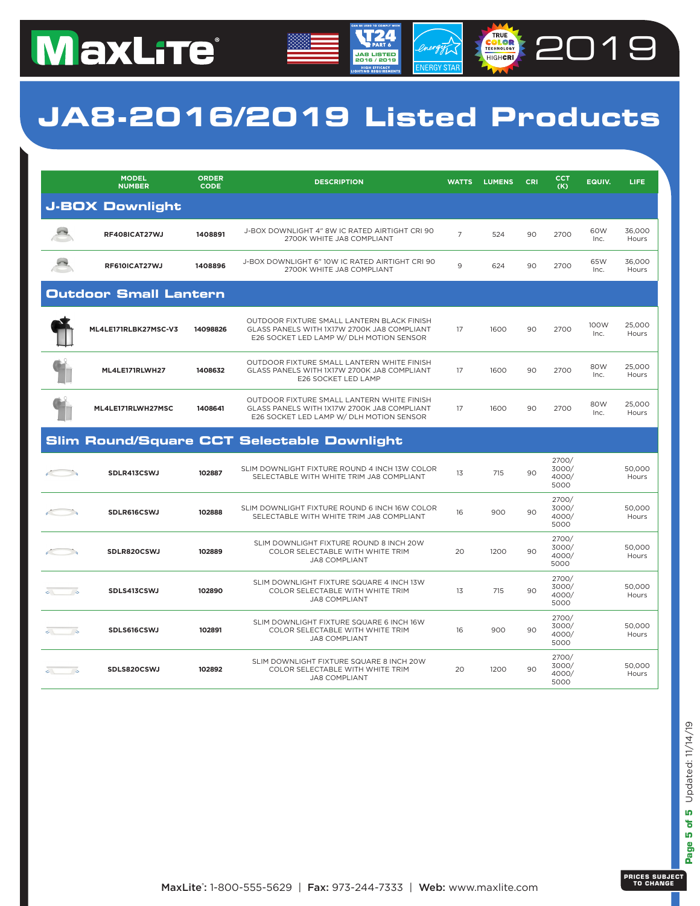# JA8-2016/2019 Listed Products

| MODEL NUMBER | ORDER CODE | DESCRIPTION | WATTS | LUMENS | CRI | CCT (K) | EQUIV. | LIFE |
|---|---|---|---|---|---|---|---|---|
| **J-BOX Downlight** | | | | | | | | |
| RF408ICAT27WJ | 1408891 | J-BOX DOWNLIGHT 4" 8W IC RATED AIRTIGHT CRI 90 2700K WHITE JA8 COMPLIANT | 7 | 524 | 90 | 2700 | 60W Inc. | 36,000 Hours |
| RF610ICAT27WJ | 1408896 | J-BOX DOWNLIGHT 6" 10W IC RATED AIRTIGHT CRI 90 2700K WHITE JA8 COMPLIANT | 9 | 624 | 90 | 2700 | 65W Inc. | 36,000 Hours |
| **Outdoor Small Lantern** | | | | | | | | |
| ML4LE171RLBK27MSC-V3 | 14098826 | OUTDOOR FIXTURE SMALL LANTERN BLACK FINISH GLASS PANELS WITH 1X17W 2700K JA8 COMPLIANT E26 SOCKET LED LAMP W/ DLH MOTION SENSOR | 17 | 1600 | 90 | 2700 | 100W Inc. | 25,000 Hours |
| ML4LE171RLWH27 | 1408632 | OUTDOOR FIXTURE SMALL LANTERN WHITE FINISH GLASS PANELS WITH 1X17W 2700K JA8 COMPLIANT E26 SOCKET LED LAMP | 17 | 1600 | 90 | 2700 | 80W Inc. | 25,000 Hours |
| ML4LE171RLWH27MSC | 1408641 | OUTDOOR FIXTURE SMALL LANTERN WHITE FINISH GLASS PANELS WITH 1X17W 2700K JA8 COMPLIANT E26 SOCKET LED LAMP W/ DLH MOTION SENSOR | 17 | 1600 | 90 | 2700 | 80W Inc. | 25,000 Hours |
| **Slim Round/Square CCT Selectable Downlight** | | | | | | | | |
| SDLR413CSWJ | 102887 | SLIM DOWNLIGHT FIXTURE ROUND 4 INCH 13W COLOR SELECTABLE WITH WHITE TRIM JA8 COMPLIANT | 13 | 715 | 90 | 2700/ 3000/ 4000/ 5000 | | 50,000 Hours |
| SDLR616CSWJ | 102888 | SLIM DOWNLIGHT FIXTURE ROUND 6 INCH 16W COLOR SELECTABLE WITH WHITE TRIM JA8 COMPLIANT | 16 | 900 | 90 | 2700/ 3000/ 4000/ 5000 | | 50,000 Hours |
| SDLR820CSWJ | 102889 | SLIM DOWNLIGHT FIXTURE ROUND 8 INCH 20W COLOR SELECTABLE WITH WHITE TRIM JA8 COMPLIANT | 20 | 1200 | 90 | 2700/ 3000/ 4000/ 5000 | | 50,000 Hours |
| SDLS413CSWJ | 102890 | SLIM DOWNLIGHT FIXTURE SQUARE 4 INCH 13W COLOR SELECTABLE WITH WHITE TRIM JA8 COMPLIANT | 13 | 715 | 90 | 2700/ 3000/ 4000/ 5000 | | 50,000 Hours |
| SDLS616CSWJ | 102891 | SLIM DOWNLIGHT FIXTURE SQUARE 6 INCH 16W COLOR SELECTABLE WITH WHITE TRIM JA8 COMPLIANT | 16 | 900 | 90 | 2700/ 3000/ 4000/ 5000 | | 50,000 Hours |
| SDLS820CSWJ | 102892 | SLIM DOWNLIGHT FIXTURE SQUARE 8 INCH 20W COLOR SELECTABLE WITH WHITE TRIM JA8 COMPLIANT | 20 | 1200 | 90 | 2700/ 3000/ 4000/ 5000 | | 50,000 Hours |

Updated: 11/14/19

PRICES SUBJECT TO CHANGE

**MaxLite®:** 1-800-555-5629 | **Fax:** 973-244-7333 | **Web:** www.maxlite.com